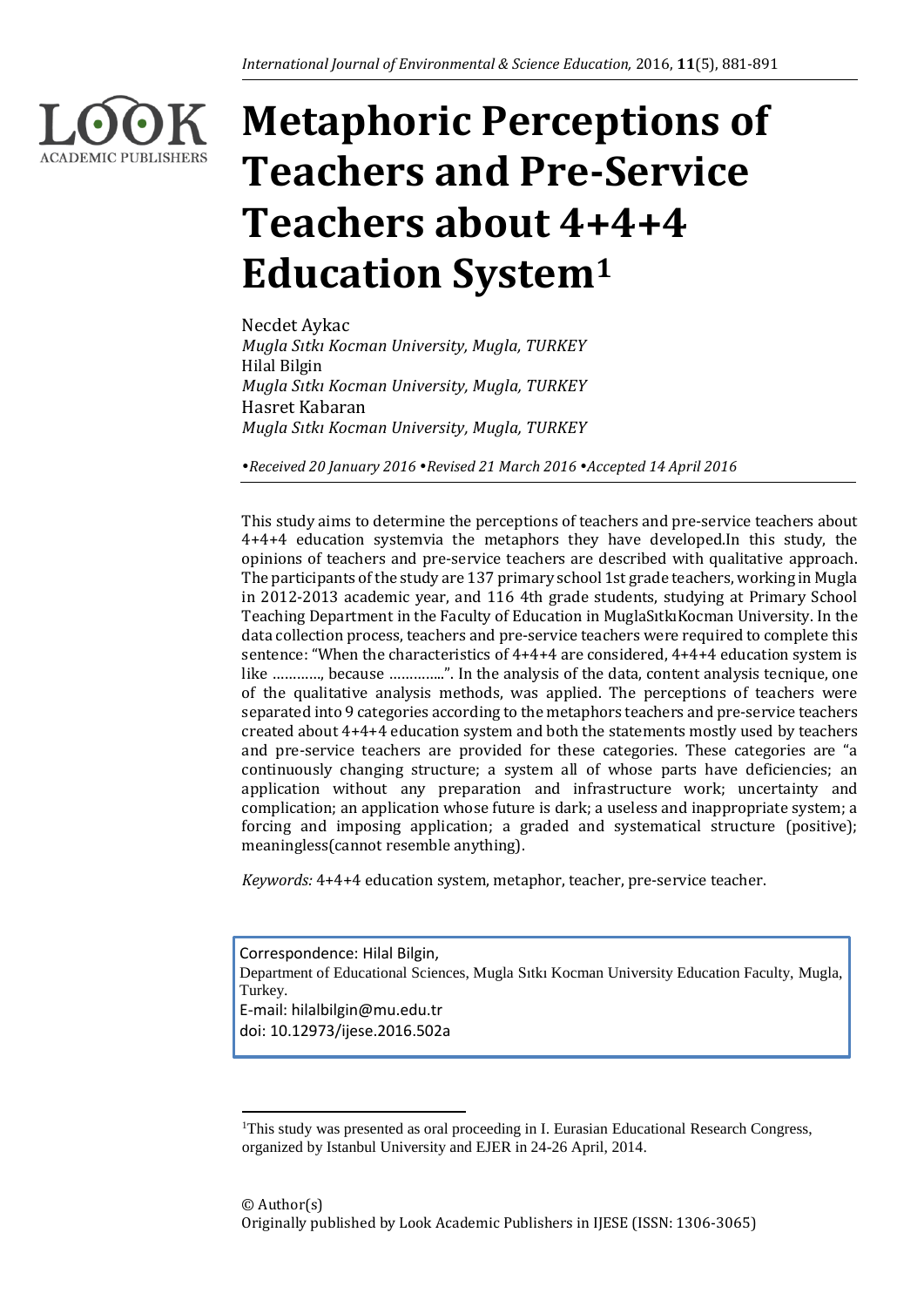# Metaphoric Perceptions of Teachers and Pre-Service Teachers about 4+4+4 Education System[1]

Necdet Aykac
*Mugla Sıtkı Kocman University, Mugla, TURKEY*
Hilal Bilgin
*Mugla Sıtkı Kocman University, Mugla, TURKEY*
Hasret Kabaran
*Mugla Sıtkı Kocman University, Mugla, TURKEY*

*•Received 20 January 2016 •Revised 21 March 2016 •Accepted 14 April 2016*

This study aims to determine the perceptions of teachers and pre-service teachers about 4+4+4 education systemvia the metaphors they have developed.In this study, the opinions of teachers and pre-service teachers are described with qualitative approach. The participants of the study are 137 primary school 1st grade teachers, working in Mugla in 2012-2013 academic year, and 116 4th grade students, studying at Primary School Teaching Department in the Faculty of Education in MuglaSıtkıKocman University. In the data collection process, teachers and pre-service teachers were required to complete this sentence: "When the characteristics of 4+4+4 are considered, 4+4+4 education system is like …………, because …………..". In the analysis of the data, content analysis tecnique, one of the qualitative analysis methods, was applied. The perceptions of teachers were separated into 9 categories according to the metaphors teachers and pre-service teachers created about 4+4+4 education system and both the statements mostly used by teachers and pre-service teachers are provided for these categories. These categories are "a continuously changing structure; a system all of whose parts have deficiencies; an application without any preparation and infrastructure work; uncertainty and complication; an application whose future is dark; a useless and inappropriate system; a forcing and imposing application; a graded and systematical structure (positive); meaningless(cannot resemble anything).

*Keywords:* 4+4+4 education system, metaphor, teacher, pre-service teacher.

Correspondence: Hilal Bilgin,
Department of Educational Sciences, Mugla Sıtkı Kocman University Education Faculty, Mugla, Turkey.
E-mail: hilalbilgin@mu.edu.tr
doi: 10.12973/ijese.2016.502a

[1]This study was presented as oral proceeding in I. Eurasian Educational Research Congress, organized by Istanbul University and EJER in 24-26 April, 2014.

© Author(s)
Originally published by Look Academic Publishers in IJESE (ISSN: 1306-3065)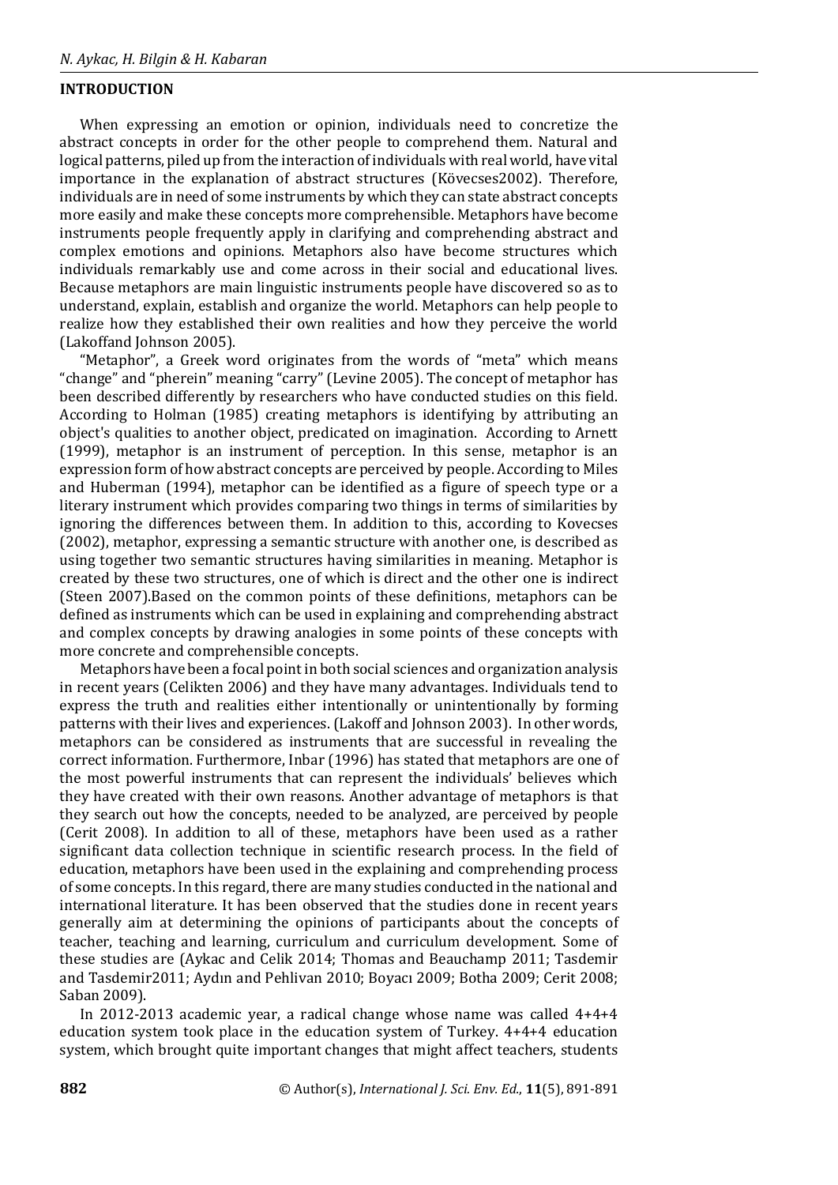## INTRODUCTION

When expressing an emotion or opinion, individuals need to concretize the abstract concepts in order for the other people to comprehend them. Natural and logical patterns, piled up from the interaction of individuals with real world, have vital importance in the explanation of abstract structures (Kövecses2002). Therefore, individuals are in need of some instruments by which they can state abstract concepts more easily and make these concepts more comprehensible. Metaphors have become instruments people frequently apply in clarifying and comprehending abstract and complex emotions and opinions. Metaphors also have become structures which individuals remarkably use and come across in their social and educational lives. Because metaphors are main linguistic instruments people have discovered so as to understand, explain, establish and organize the world. Metaphors can help people to realize how they established their own realities and how they perceive the world (Lakoffand Johnson 2005).

"Metaphor", a Greek word originates from the words of "meta" which means "change" and "pherein" meaning "carry" (Levine 2005). The concept of metaphor has been described differently by researchers who have conducted studies on this field. According to Holman (1985) creating metaphors is identifying by attributing an object's qualities to another object, predicated on imagination. According to Arnett (1999), metaphor is an instrument of perception. In this sense, metaphor is an expression form of how abstract concepts are perceived by people. According to Miles and Huberman (1994), metaphor can be identified as a figure of speech type or a literary instrument which provides comparing two things in terms of similarities by ignoring the differences between them. In addition to this, according to Kovecses (2002), metaphor, expressing a semantic structure with another one, is described as using together two semantic structures having similarities in meaning. Metaphor is created by these two structures, one of which is direct and the other one is indirect (Steen 2007).Based on the common points of these definitions, metaphors can be defined as instruments which can be used in explaining and comprehending abstract and complex concepts by drawing analogies in some points of these concepts with more concrete and comprehensible concepts.

Metaphors have been a focal point in both social sciences and organization analysis in recent years (Celikten 2006) and they have many advantages. Individuals tend to express the truth and realities either intentionally or unintentionally by forming patterns with their lives and experiences. (Lakoff and Johnson 2003). In other words, metaphors can be considered as instruments that are successful in revealing the correct information. Furthermore, Inbar (1996) has stated that metaphors are one of the most powerful instruments that can represent the individuals' believes which they have created with their own reasons. Another advantage of metaphors is that they search out how the concepts, needed to be analyzed, are perceived by people (Cerit 2008). In addition to all of these, metaphors have been used as a rather significant data collection technique in scientific research process. In the field of education, metaphors have been used in the explaining and comprehending process of some concepts. In this regard, there are many studies conducted in the national and international literature. It has been observed that the studies done in recent years generally aim at determining the opinions of participants about the concepts of teacher, teaching and learning, curriculum and curriculum development. Some of these studies are (Aykac and Celik 2014; Thomas and Beauchamp 2011; Tasdemir and Tasdemir2011; Aydın and Pehlivan 2010; Boyacı 2009; Botha 2009; Cerit 2008; Saban 2009).

In 2012-2013 academic year, a radical change whose name was called 4+4+4 education system took place in the education system of Turkey. 4+4+4 education system, which brought quite important changes that might affect teachers, students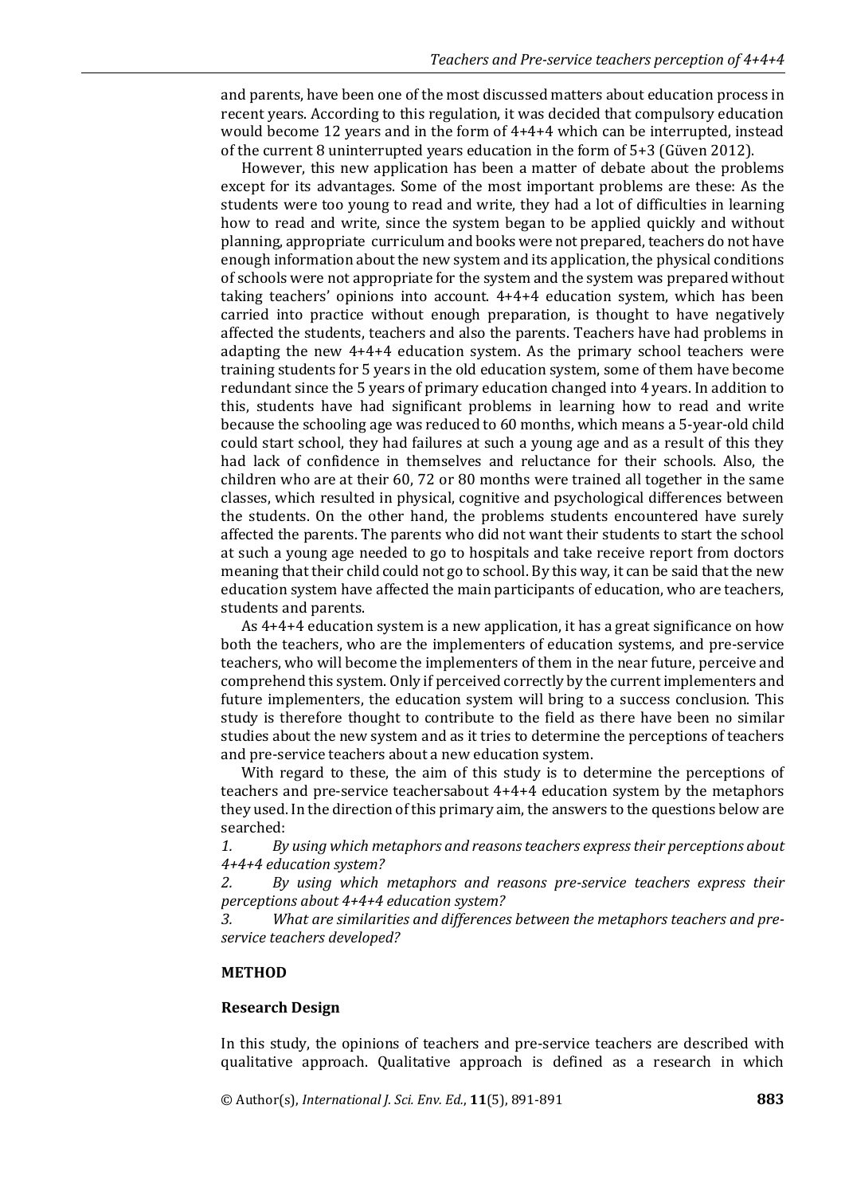and parents, have been one of the most discussed matters about education process in recent years. According to this regulation, it was decided that compulsory education would become 12 years and in the form of 4+4+4 which can be interrupted, instead of the current 8 uninterrupted years education in the form of 5+3 (Güven 2012).

However, this new application has been a matter of debate about the problems except for its advantages. Some of the most important problems are these: As the students were too young to read and write, they had a lot of difficulties in learning how to read and write, since the system began to be applied quickly and without planning, appropriate curriculum and books were not prepared, teachers do not have enough information about the new system and its application, the physical conditions of schools were not appropriate for the system and the system was prepared without taking teachers' opinions into account. 4+4+4 education system, which has been carried into practice without enough preparation, is thought to have negatively affected the students, teachers and also the parents. Teachers have had problems in adapting the new 4+4+4 education system. As the primary school teachers were training students for 5 years in the old education system, some of them have become redundant since the 5 years of primary education changed into 4 years. In addition to this, students have had significant problems in learning how to read and write because the schooling age was reduced to 60 months, which means a 5-year-old child could start school, they had failures at such a young age and as a result of this they had lack of confidence in themselves and reluctance for their schools. Also, the children who are at their 60, 72 or 80 months were trained all together in the same classes, which resulted in physical, cognitive and psychological differences between the students. On the other hand, the problems students encountered have surely affected the parents. The parents who did not want their students to start the school at such a young age needed to go to hospitals and take receive report from doctors meaning that their child could not go to school. By this way, it can be said that the new education system have affected the main participants of education, who are teachers, students and parents.

As 4+4+4 education system is a new application, it has a great significance on how both the teachers, who are the implementers of education systems, and pre-service teachers, who will become the implementers of them in the near future, perceive and comprehend this system. Only if perceived correctly by the current implementers and future implementers, the education system will bring to a success conclusion. This study is therefore thought to contribute to the field as there have been no similar studies about the new system and as it tries to determine the perceptions of teachers and pre-service teachers about a new education system.

With regard to these, the aim of this study is to determine the perceptions of teachers and pre-service teachersabout 4+4+4 education system by the metaphors they used. In the direction of this primary aim, the answers to the questions below are searched:

1. *By using which metaphors and reasons teachers express their perceptions about 4+4+4 education system?*
2. *By using which metaphors and reasons pre-service teachers express their perceptions about 4+4+4 education system?*
3. *What are similarities and differences between the metaphors teachers and pre-service teachers developed?*

## METHOD

### Research Design

In this study, the opinions of teachers and pre-service teachers are described with qualitative approach. Qualitative approach is defined as a research in which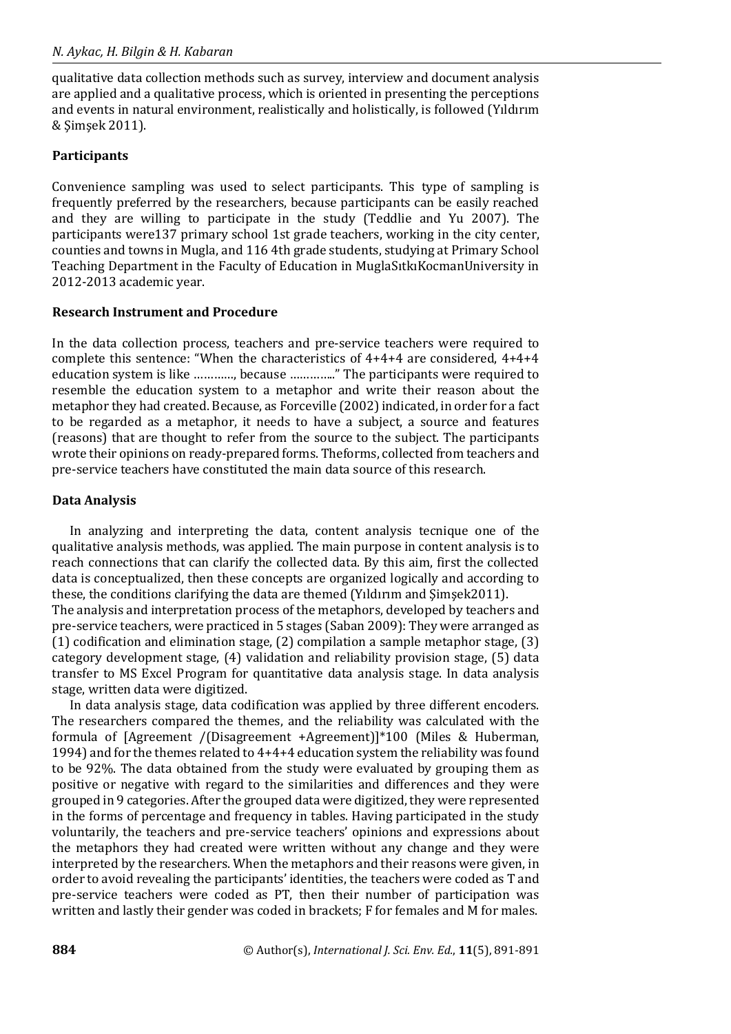qualitative data collection methods such as survey, interview and document analysis are applied and a qualitative process, which is oriented in presenting the perceptions and events in natural environment, realistically and holistically, is followed (Yıldırım & Şimşek 2011).

### Participants

Convenience sampling was used to select participants. This type of sampling is frequently preferred by the researchers, because participants can be easily reached and they are willing to participate in the study (Teddlie and Yu 2007). The participants were137 primary school 1st grade teachers, working in the city center, counties and towns in Mugla, and 116 4th grade students, studying at Primary School Teaching Department in the Faculty of Education in MuglaSıtkıKocmanUniversity in 2012-2013 academic year.

### Research Instrument and Procedure

In the data collection process, teachers and pre-service teachers were required to complete this sentence: "When the characteristics of 4+4+4 are considered, 4+4+4 education system is like …………, because ………….." The participants were required to resemble the education system to a metaphor and write their reason about the metaphor they had created. Because, as Forceville (2002) indicated, in order for a fact to be regarded as a metaphor, it needs to have a subject, a source and features (reasons) that are thought to refer from the source to the subject. The participants wrote their opinions on ready-prepared forms. Theforms, collected from teachers and pre-service teachers have constituted the main data source of this research.

### Data Analysis

In analyzing and interpreting the data, content analysis tecnique one of the qualitative analysis methods, was applied. The main purpose in content analysis is to reach connections that can clarify the collected data. By this aim, first the collected data is conceptualized, then these concepts are organized logically and according to these, the conditions clarifying the data are themed (Yıldırım and Şimşek2011).

The analysis and interpretation process of the metaphors, developed by teachers and pre-service teachers, were practiced in 5 stages (Saban 2009): They were arranged as (1) codification and elimination stage, (2) compilation a sample metaphor stage, (3) category development stage, (4) validation and reliability provision stage, (5) data transfer to MS Excel Program for quantitative data analysis stage. In data analysis stage, written data were digitized.

In data analysis stage, data codification was applied by three different encoders. The researchers compared the themes, and the reliability was calculated with the formula of [Agreement /(Disagreement +Agreement)]*100 (Miles & Huberman, 1994) and for the themes related to 4+4+4 education system the reliability was found to be 92%. The data obtained from the study were evaluated by grouping them as positive or negative with regard to the similarities and differences and they were grouped in 9 categories. After the grouped data were digitized, they were represented in the forms of percentage and frequency in tables. Having participated in the study voluntarily, the teachers and pre-service teachers' opinions and expressions about the metaphors they had created were written without any change and they were interpreted by the researchers. When the metaphors and their reasons were given, in order to avoid revealing the participants' identities, the teachers were coded as T and pre-service teachers were coded as PT, then their number of participation was written and lastly their gender was coded in brackets; F for females and M for males.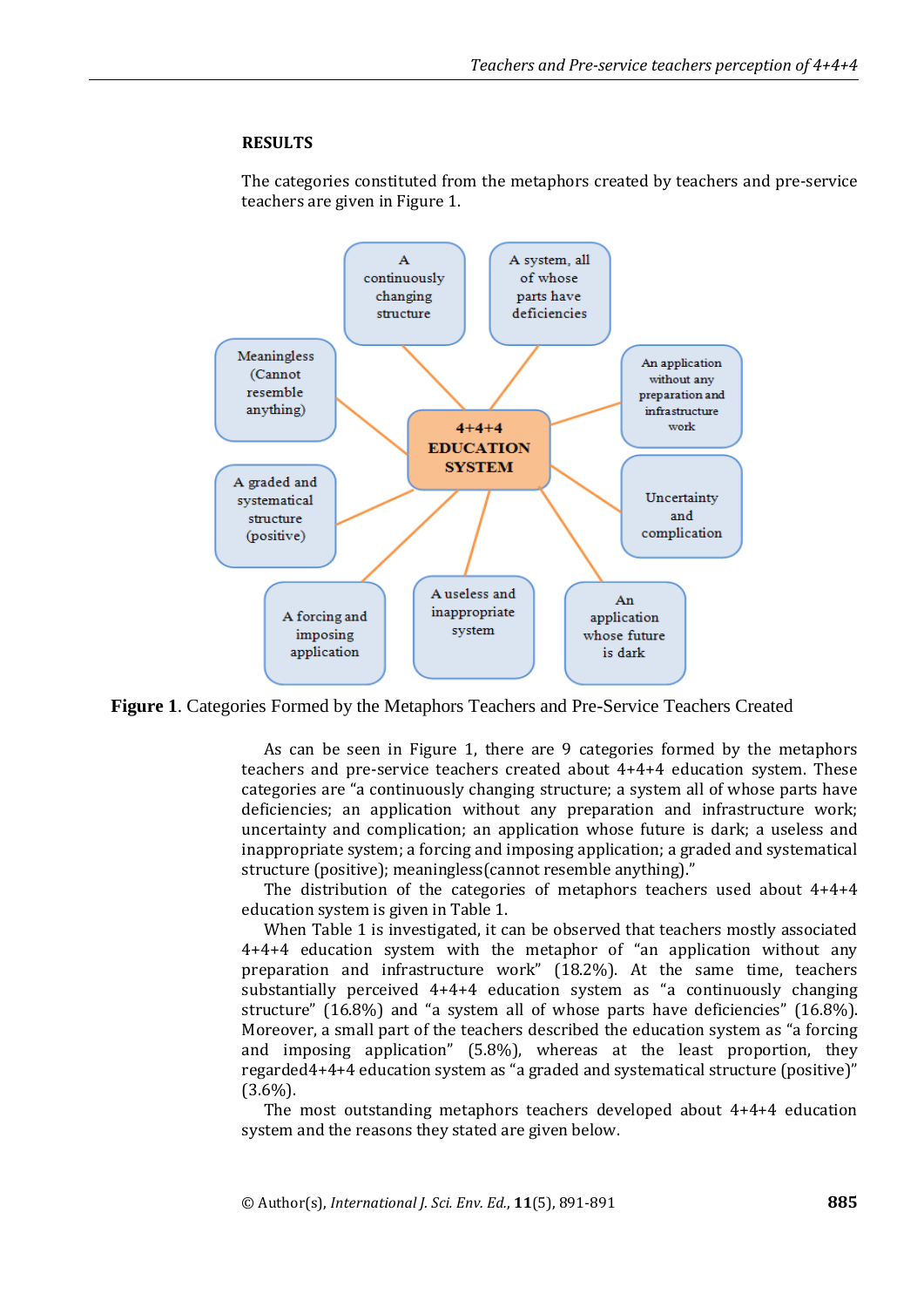## RESULTS

The categories constituted from the metaphors created by teachers and pre-service teachers are given in Figure 1.

4+4+4 EDUCATION SYSTEM

A continuously changing structure

A system, all of whose parts have deficiencies

An application without any preparation and infrastructure work

Uncertainty and complication

An application whose future is dark

A useless and inappropriate system

A forcing and imposing application

A graded and systematical structure (positive)

Meaningless (Cannot resemble anything)

**Figure 1**. Categories Formed by the Metaphors Teachers and Pre-Service Teachers Created

As can be seen in Figure 1, there are 9 categories formed by the metaphors teachers and pre-service teachers created about 4+4+4 education system. These categories are "a continuously changing structure; a system all of whose parts have deficiencies; an application without any preparation and infrastructure work; uncertainty and complication; an application whose future is dark; a useless and inappropriate system; a forcing and imposing application; a graded and systematical structure (positive); meaningless(cannot resemble anything)."

The distribution of the categories of metaphors teachers used about 4+4+4 education system is given in Table 1.

When Table 1 is investigated, it can be observed that teachers mostly associated 4+4+4 education system with the metaphor of "an application without any preparation and infrastructure work" (18.2%). At the same time, teachers substantially perceived 4+4+4 education system as "a continuously changing structure" (16.8%) and "a system all of whose parts have deficiencies" (16.8%). Moreover, a small part of the teachers described the education system as "a forcing and imposing application" (5.8%), whereas at the least proportion, they regarded4+4+4 education system as "a graded and systematical structure (positive)" (3.6%).

The most outstanding metaphors teachers developed about 4+4+4 education system and the reasons they stated are given below.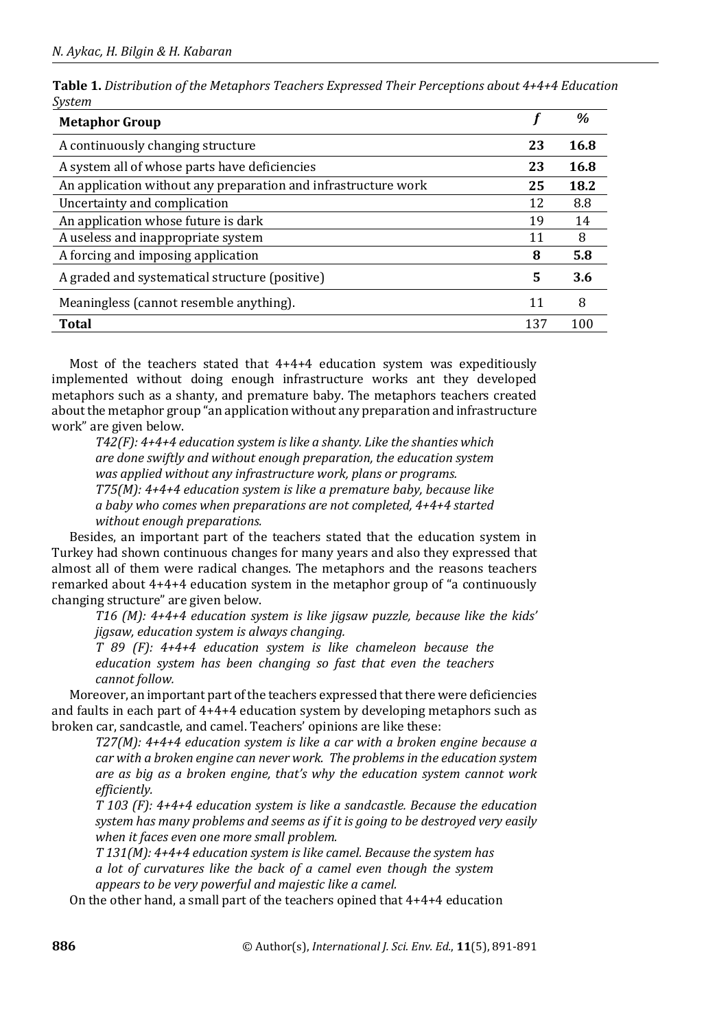**Table 1.** *Distribution of the Metaphors Teachers Expressed Their Perceptions about 4+4+4 Education System*

| Metaphor Group | *f* | % |
|---|---|---|
| A continuously changing structure | **23** | **16.8** |
| A system all of whose parts have deficiencies | **23** | **16.8** |
| An application without any preparation and infrastructure work | **25** | **18.2** |
| Uncertainty and complication | 12 | 8.8 |
| An application whose future is dark | 19 | 14 |
| A useless and inappropriate system | 11 | 8 |
| A forcing and imposing application | **8** | **5.8** |
| A graded and systematical structure (positive) | **5** | **3.6** |
| Meaningless (cannot resemble anything). | 11 | 8 |
| **Total** | 137 | 100 |

Most of the teachers stated that 4+4+4 education system was expeditiously implemented without doing enough infrastructure works ant they developed metaphors such as a shanty, and premature baby. The metaphors teachers created about the metaphor group "an application without any preparation and infrastructure work" are given below.

*T42(F): 4+4+4 education system is like a shanty. Like the shanties which are done swiftly and without enough preparation, the education system was applied without any infrastructure work, plans or programs.*

*T75(M): 4+4+4 education system is like a premature baby, because like a baby who comes when preparations are not completed, 4+4+4 started without enough preparations.*

Besides, an important part of the teachers stated that the education system in Turkey had shown continuous changes for many years and also they expressed that almost all of them were radical changes. The metaphors and the reasons teachers remarked about 4+4+4 education system in the metaphor group of "a continuously changing structure" are given below.

*T16 (M): 4+4+4 education system is like jigsaw puzzle, because like the kids' jigsaw, education system is always changing.*

*T 89 (F): 4+4+4 education system is like chameleon because the education system has been changing so fast that even the teachers cannot follow.*

Moreover, an important part of the teachers expressed that there were deficiencies and faults in each part of 4+4+4 education system by developing metaphors such as broken car, sandcastle, and camel. Teachers' opinions are like these:

*T27(M): 4+4+4 education system is like a car with a broken engine because a car with a broken engine can never work. The problems in the education system are as big as a broken engine, that's why the education system cannot work efficiently.*

*T 103 (F): 4+4+4 education system is like a sandcastle. Because the education system has many problems and seems as if it is going to be destroyed very easily when it faces even one more small problem.*

*T 131(M): 4+4+4 education system is like camel. Because the system has a lot of curvatures like the back of a camel even though the system appears to be very powerful and majestic like a camel.*

On the other hand, a small part of the teachers opined that 4+4+4 education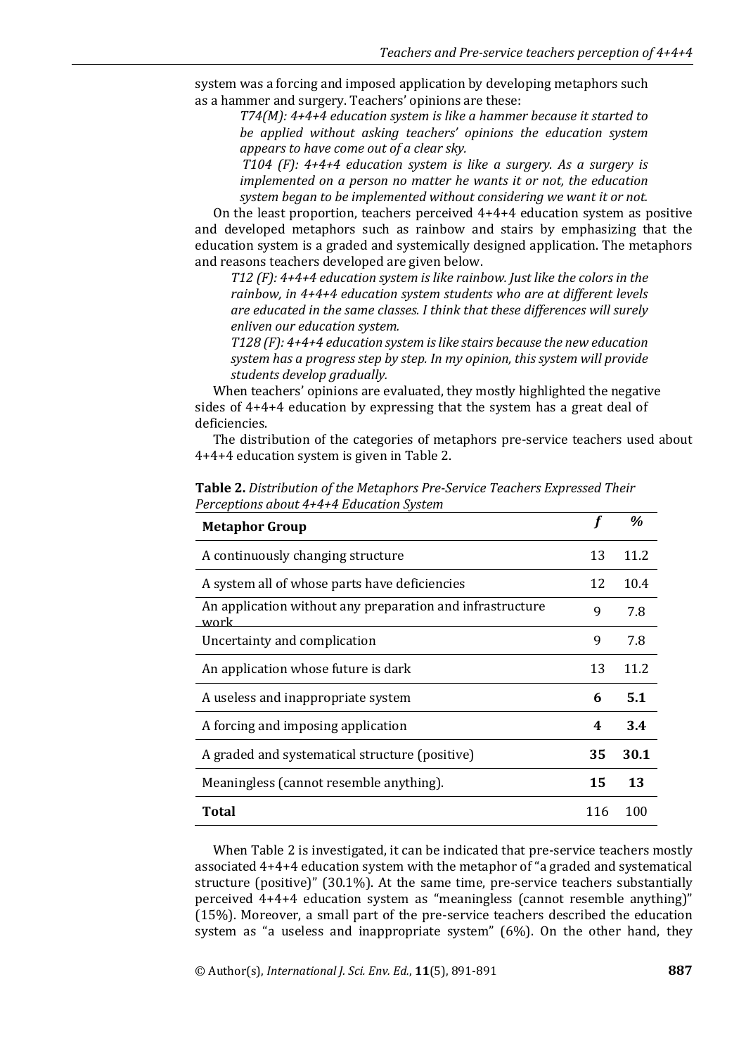system was a forcing and imposed application by developing metaphors such as a hammer and surgery. Teachers' opinions are these:

> *T74(M): 4+4+4 education system is like a hammer because it started to be applied without asking teachers' opinions the education system appears to have come out of a clear sky.*
>
> *T104 (F): 4+4+4 education system is like a surgery. As a surgery is implemented on a person no matter he wants it or not, the education system began to be implemented without considering we want it or not.*

On the least proportion, teachers perceived 4+4+4 education system as positive and developed metaphors such as rainbow and stairs by emphasizing that the education system is a graded and systemically designed application. The metaphors and reasons teachers developed are given below.

> *T12 (F): 4+4+4 education system is like rainbow. Just like the colors in the rainbow, in 4+4+4 education system students who are at different levels are educated in the same classes. I think that these differences will surely enliven our education system.*
>
> *T128 (F): 4+4+4 education system is like stairs because the new education system has a progress step by step. In my opinion, this system will provide students develop gradually.*

When teachers' opinions are evaluated, they mostly highlighted the negative sides of 4+4+4 education by expressing that the system has a great deal of deficiencies.

The distribution of the categories of metaphors pre-service teachers used about 4+4+4 education system is given in Table 2.

**Table 2.** *Distribution of the Metaphors Pre-Service Teachers Expressed Their Perceptions about 4+4+4 Education System*

| **Metaphor Group** | ***f*** | ***%*** |
|---|---|---|
| A continuously changing structure | 13 | 11.2 |
| A system all of whose parts have deficiencies | 12 | 10.4 |
| An application without any preparation and infrastructure work | 9 | 7.8 |
| Uncertainty and complication | 9 | 7.8 |
| An application whose future is dark | 13 | 11.2 |
| A useless and inappropriate system | **6** | **5.1** |
| A forcing and imposing application | **4** | **3.4** |
| A graded and systematical structure (positive) | **35** | **30.1** |
| Meaningless (cannot resemble anything). | **15** | **13** |
| **Total** | 116 | 100 |

When Table 2 is investigated, it can be indicated that pre-service teachers mostly associated 4+4+4 education system with the metaphor of "a graded and systematical structure (positive)" (30.1%). At the same time, pre-service teachers substantially perceived 4+4+4 education system as "meaningless (cannot resemble anything)" (15%). Moreover, a small part of the pre-service teachers described the education system as "a useless and inappropriate system" (6%). On the other hand, they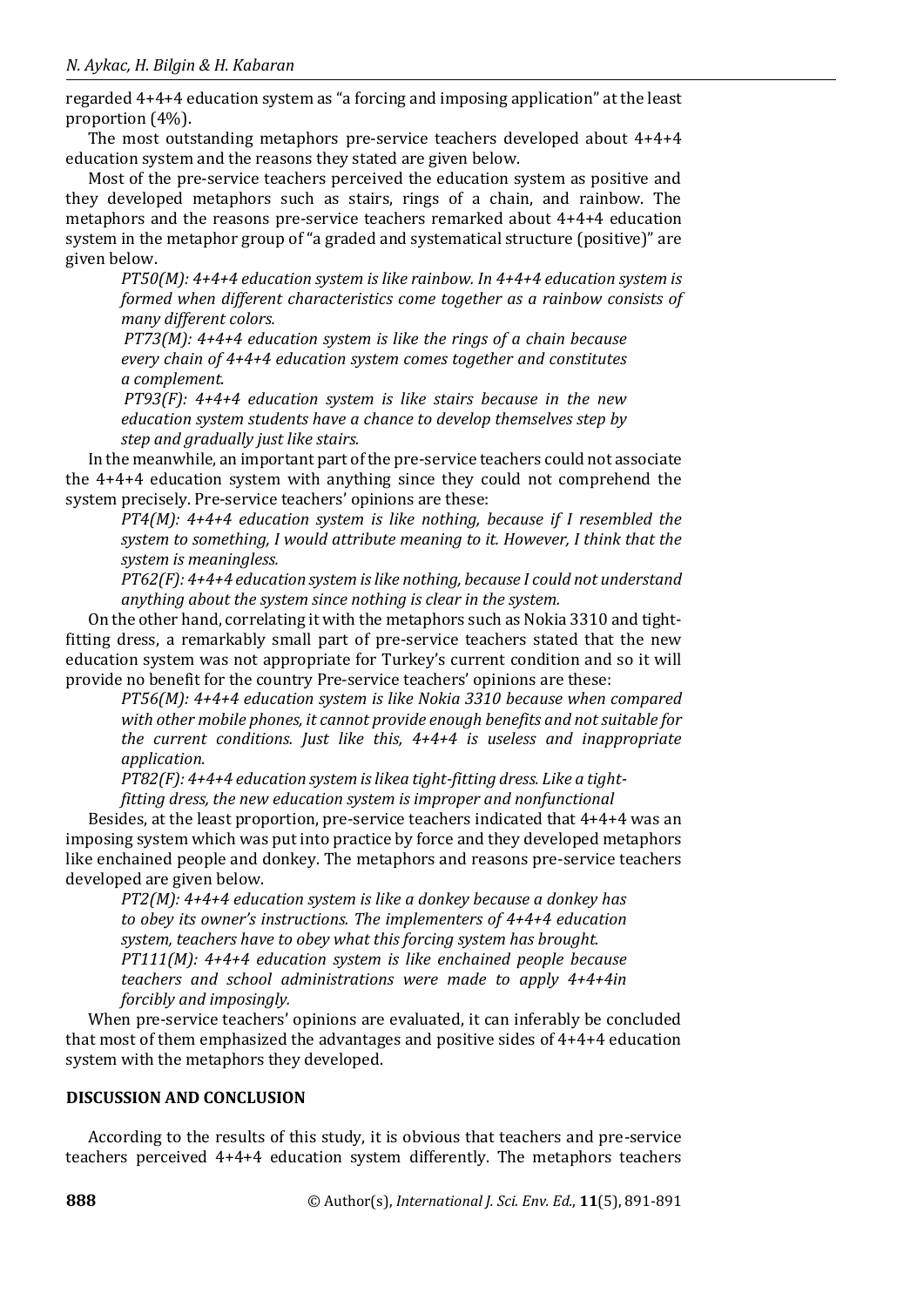regarded 4+4+4 education system as "a forcing and imposing application" at the least proportion (4%).

The most outstanding metaphors pre-service teachers developed about 4+4+4 education system and the reasons they stated are given below.

Most of the pre-service teachers perceived the education system as positive and they developed metaphors such as stairs, rings of a chain, and rainbow. The metaphors and the reasons pre-service teachers remarked about 4+4+4 education system in the metaphor group of "a graded and systematical structure (positive)" are given below.

> *PT50(M): 4+4+4 education system is like rainbow. In 4+4+4 education system is formed when different characteristics come together as a rainbow consists of many different colors.*
>
> *PT73(M): 4+4+4 education system is like the rings of a chain because every chain of 4+4+4 education system comes together and constitutes a complement.*
>
> *PT93(F): 4+4+4 education system is like stairs because in the new education system students have a chance to develop themselves step by step and gradually just like stairs.*

In the meanwhile, an important part of the pre-service teachers could not associate the 4+4+4 education system with anything since they could not comprehend the system precisely. Pre-service teachers' opinions are these:

> *PT4(M): 4+4+4 education system is like nothing, because if I resembled the system to something, I would attribute meaning to it. However, I think that the system is meaningless.*
>
> *PT62(F): 4+4+4 education system is like nothing, because I could not understand anything about the system since nothing is clear in the system.*

On the other hand, correlating it with the metaphors such as Nokia 3310 and tight-fitting dress, a remarkably small part of pre-service teachers stated that the new education system was not appropriate for Turkey's current condition and so it will provide no benefit for the country Pre-service teachers' opinions are these:

> *PT56(M): 4+4+4 education system is like Nokia 3310 because when compared with other mobile phones, it cannot provide enough benefits and not suitable for the current conditions. Just like this, 4+4+4 is useless and inappropriate application.*
>
> *PT82(F): 4+4+4 education system is likea tight-fitting dress. Like a tight-fitting dress, the new education system is improper and nonfunctional*

Besides, at the least proportion, pre-service teachers indicated that 4+4+4 was an imposing system which was put into practice by force and they developed metaphors like enchained people and donkey. The metaphors and reasons pre-service teachers developed are given below.

> *PT2(M): 4+4+4 education system is like a donkey because a donkey has to obey its owner's instructions. The implementers of 4+4+4 education system, teachers have to obey what this forcing system has brought.*
>
> *PT111(M): 4+4+4 education system is like enchained people because teachers and school administrations were made to apply 4+4+4in forcibly and imposingly.*

When pre-service teachers' opinions are evaluated, it can inferably be concluded that most of them emphasized the advantages and positive sides of 4+4+4 education system with the metaphors they developed.

## DISCUSSION AND CONCLUSION

According to the results of this study, it is obvious that teachers and pre-service teachers perceived 4+4+4 education system differently. The metaphors teachers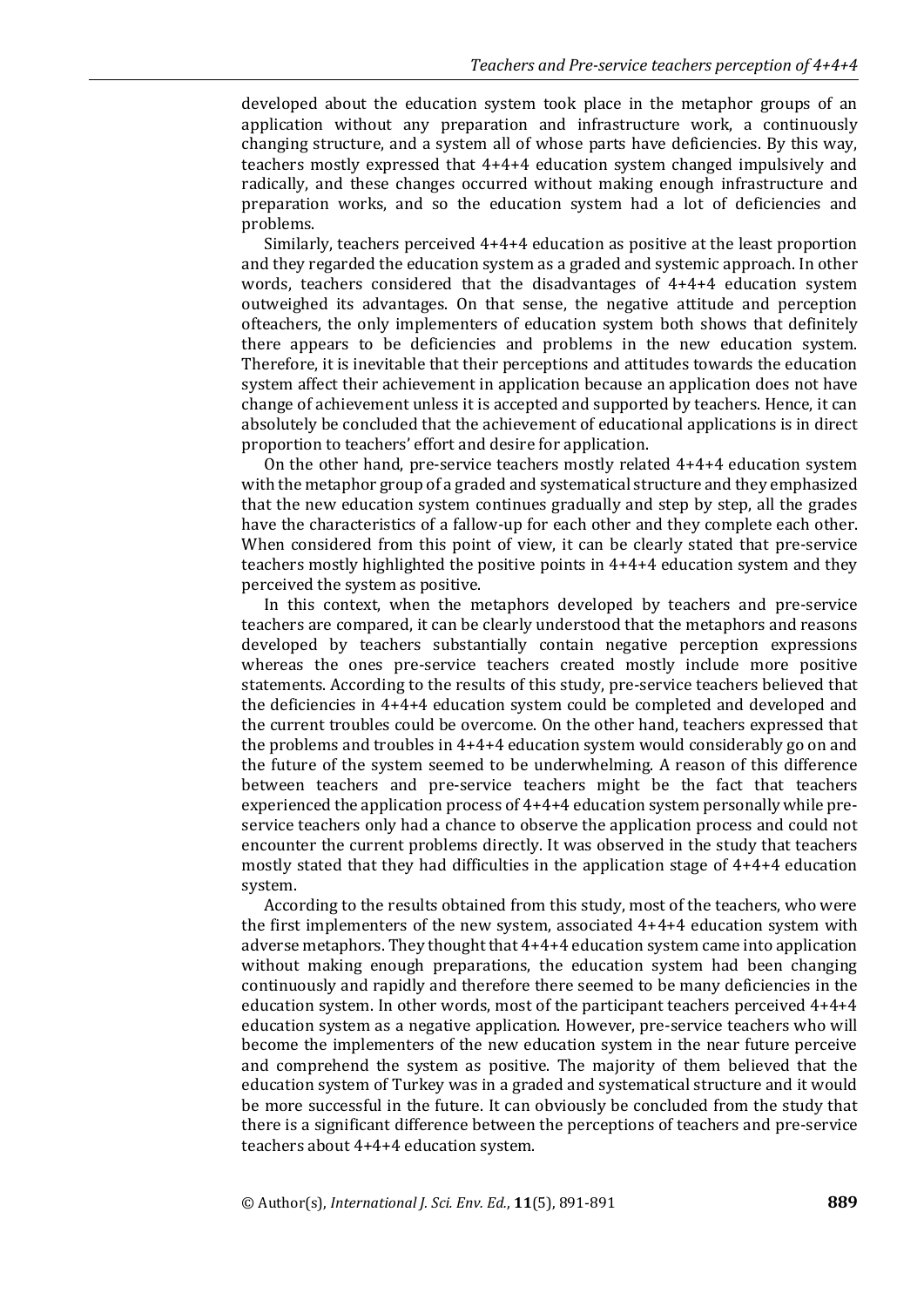developed about the education system took place in the metaphor groups of an application without any preparation and infrastructure work, a continuously changing structure, and a system all of whose parts have deficiencies. By this way, teachers mostly expressed that 4+4+4 education system changed impulsively and radically, and these changes occurred without making enough infrastructure and preparation works, and so the education system had a lot of deficiencies and problems.

Similarly, teachers perceived 4+4+4 education as positive at the least proportion and they regarded the education system as a graded and systemic approach. In other words, teachers considered that the disadvantages of 4+4+4 education system outweighed its advantages. On that sense, the negative attitude and perception ofteachers, the only implementers of education system both shows that definitely there appears to be deficiencies and problems in the new education system. Therefore, it is inevitable that their perceptions and attitudes towards the education system affect their achievement in application because an application does not have change of achievement unless it is accepted and supported by teachers. Hence, it can absolutely be concluded that the achievement of educational applications is in direct proportion to teachers' effort and desire for application.

On the other hand, pre-service teachers mostly related 4+4+4 education system with the metaphor group of a graded and systematical structure and they emphasized that the new education system continues gradually and step by step, all the grades have the characteristics of a fallow-up for each other and they complete each other. When considered from this point of view, it can be clearly stated that pre-service teachers mostly highlighted the positive points in 4+4+4 education system and they perceived the system as positive.

In this context, when the metaphors developed by teachers and pre-service teachers are compared, it can be clearly understood that the metaphors and reasons developed by teachers substantially contain negative perception expressions whereas the ones pre-service teachers created mostly include more positive statements. According to the results of this study, pre-service teachers believed that the deficiencies in 4+4+4 education system could be completed and developed and the current troubles could be overcome. On the other hand, teachers expressed that the problems and troubles in 4+4+4 education system would considerably go on and the future of the system seemed to be underwhelming. A reason of this difference between teachers and pre-service teachers might be the fact that teachers experienced the application process of 4+4+4 education system personally while pre-service teachers only had a chance to observe the application process and could not encounter the current problems directly. It was observed in the study that teachers mostly stated that they had difficulties in the application stage of 4+4+4 education system.

According to the results obtained from this study, most of the teachers, who were the first implementers of the new system, associated 4+4+4 education system with adverse metaphors. They thought that 4+4+4 education system came into application without making enough preparations, the education system had been changing continuously and rapidly and therefore there seemed to be many deficiencies in the education system. In other words, most of the participant teachers perceived 4+4+4 education system as a negative application. However, pre-service teachers who will become the implementers of the new education system in the near future perceive and comprehend the system as positive. The majority of them believed that the education system of Turkey was in a graded and systematical structure and it would be more successful in the future. It can obviously be concluded from the study that there is a significant difference between the perceptions of teachers and pre-service teachers about 4+4+4 education system.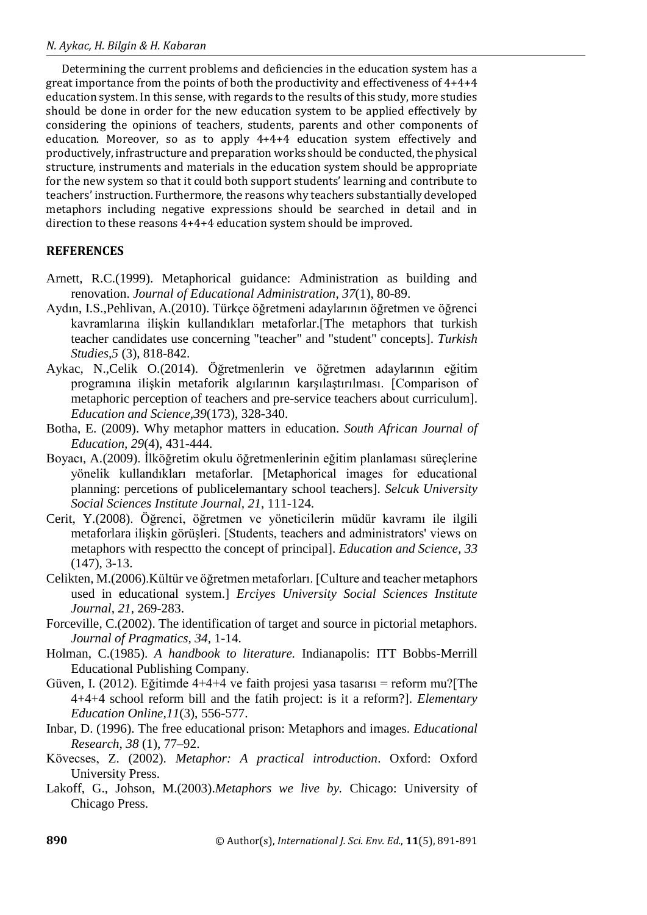Determining the current problems and deficiencies in the education system has a great importance from the points of both the productivity and effectiveness of 4+4+4 education system. In this sense, with regards to the results of this study, more studies should be done in order for the new education system to be applied effectively by considering the opinions of teachers, students, parents and other components of education. Moreover, so as to apply 4+4+4 education system effectively and productively, infrastructure and preparation works should be conducted, the physical structure, instruments and materials in the education system should be appropriate for the new system so that it could both support students' learning and contribute to teachers' instruction. Furthermore, the reasons why teachers substantially developed metaphors including negative expressions should be searched in detail and in direction to these reasons 4+4+4 education system should be improved.

## REFERENCES

Arnett, R.C.(1999). Metaphorical guidance: Administration as building and renovation. *Journal of Educational Administration, 37*(1), 80-89.

Aydın, I.S.,Pehlivan, A.(2010). Türkçe öğretmeni adaylarının öğretmen ve öğrenci kavramlarına ilişkin kullandıkları metaforlar.[The metaphors that turkish teacher candidates use concerning "teacher" and "student" concepts]. *Turkish Studies,5* (3), 818-842.

Aykac, N.,Celik O.(2014). Öğretmenlerin ve öğretmen adaylarının eğitim programına ilişkin metaforik algılarının karşılaştırılması. [Comparison of metaphoric perception of teachers and pre-service teachers about curriculum]. *Education and Science,39*(173), 328-340.

Botha, E. (2009). Why metaphor matters in education. *South African Journal of Education, 29*(4), 431-444.

Boyacı, A.(2009). İlköğretim okulu öğretmenlerinin eğitim planlaması süreçlerine yönelik kullandıkları metaforlar. [Metaphorical images for educational planning: percetions of publicelemantary school teachers]. *Selcuk University Social Sciences Institute Journal, 21*, 111-124.

Cerit, Y.(2008). Öğrenci, öğretmen ve yöneticilerin müdür kavramı ile ilgili metaforlara ilişkin görüşleri. [Students, teachers and administrators' views on metaphors with respectto the concept of principal]. *Education and Science, 33* (147), 3-13.

Celikten, M.(2006).Kültür ve öğretmen metaforları. [Culture and teacher metaphors used in educational system.] *Erciyes University Social Sciences Institute Journal, 21*, 269-283.

Forceville, C.(2002). The identification of target and source in pictorial metaphors. *Journal of Pragmatics, 34,* 1-14.

Holman, C.(1985). *A handbook to literature.* Indianapolis: ITT Bobbs-Merrill Educational Publishing Company.

Güven, I. (2012). Eğitimde 4+4+4 ve faith projesi yasa tasarısı = reform mu?[The 4+4+4 school reform bill and the fatih project: is it a reform?]. *Elementary Education Online,11*(3), 556-577.

Inbar, D. (1996). The free educational prison: Metaphors and images. *Educational Research, 38* (1), 77–92.

Kövecses, Z. (2002). *Metaphor: A practical introduction*. Oxford: Oxford University Press.

Lakoff, G., Johson, M.(2003).*Metaphors we live by.* Chicago: University of Chicago Press.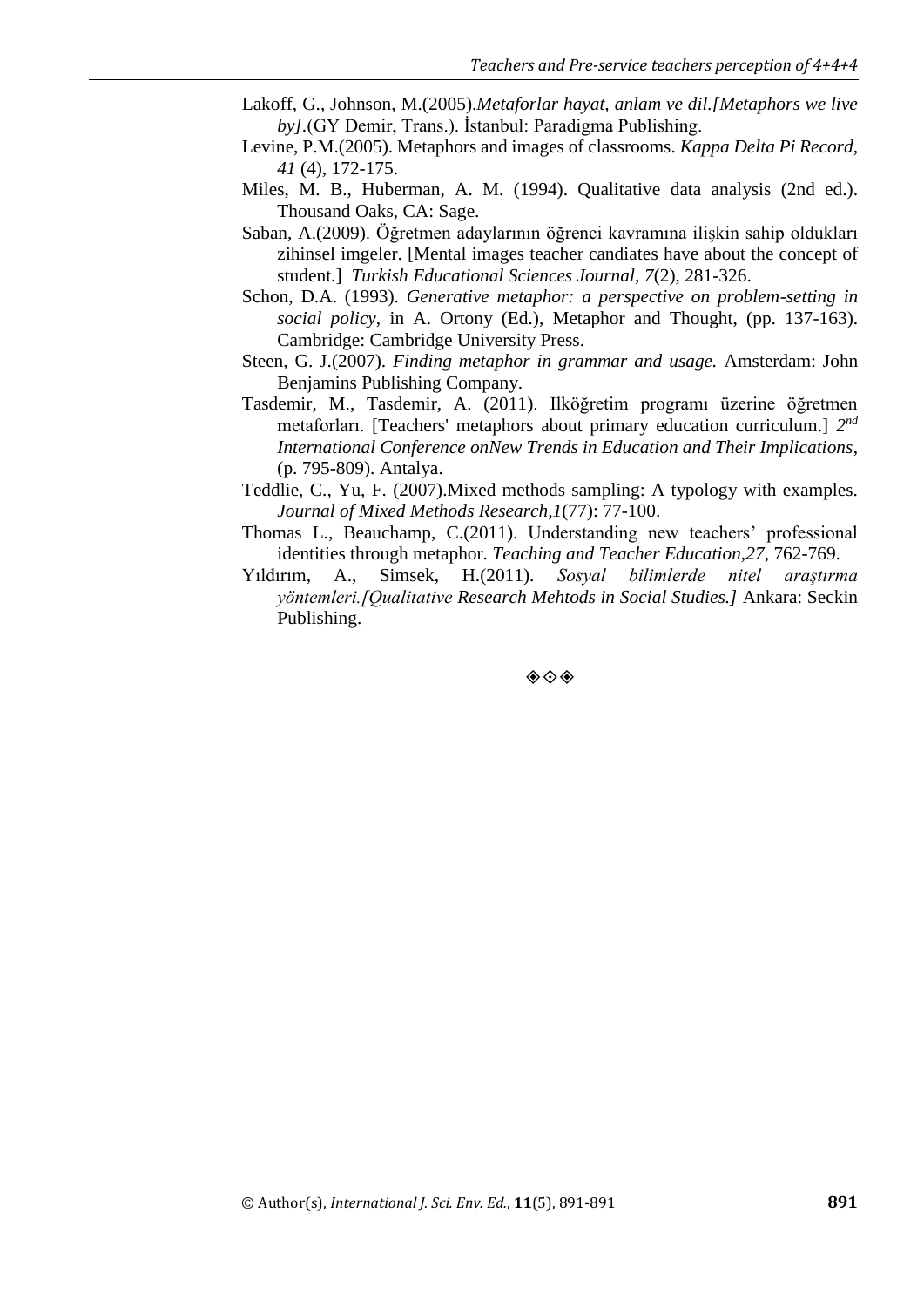Lakoff, G., Johnson, M.(2005).*Metaforlar hayat, anlam ve dil.[Metaphors we live by]*.(GY Demir, Trans.). İstanbul: Paradigma Publishing.

Levine, P.M.(2005). Metaphors and images of classrooms. *Kappa Delta Pi Record*, *41* (4), 172-175.

Miles, M. B., Huberman, A. M. (1994). Qualitative data analysis (2nd ed.). Thousand Oaks, CA: Sage.

Saban, A.(2009). Öğretmen adaylarının öğrenci kavramına ilişkin sahip oldukları zihinsel imgeler. [Mental images teacher candiates have about the concept of student.] *Turkish Educational Sciences Journal*, *7*(2), 281-326.

Schon, D.A. (1993). *Generative metaphor: a perspective on problem-setting in social policy*, in A. Ortony (Ed.), Metaphor and Thought, (pp. 137-163). Cambridge: Cambridge University Press.

Steen, G. J.(2007). *Finding metaphor in grammar and usage.* Amsterdam: John Benjamins Publishing Company.

Tasdemir, M., Tasdemir, A. (2011). Ilköğretim programı üzerine öğretmen metaforları. [Teachers' metaphors about primary education curriculum.] *2nd International Conference onNew Trends in Education and Their Implications*, (p. 795-809). Antalya.

Teddlie, C., Yu, F. (2007).Mixed methods sampling: A typology with examples. *Journal of Mixed Methods Research,1*(77): 77-100.

Thomas L., Beauchamp, C.(2011). Understanding new teachers' professional identities through metaphor. *Teaching and Teacher Education,27*, 762-769.

Yıldırım, A., Simsek, H.(2011). *Sosyal bilimlerde nitel araştırma yöntemleri.[Qualitative Research Mehtods in Social Studies.]* Ankara: Seckin Publishing.

◈◇◈